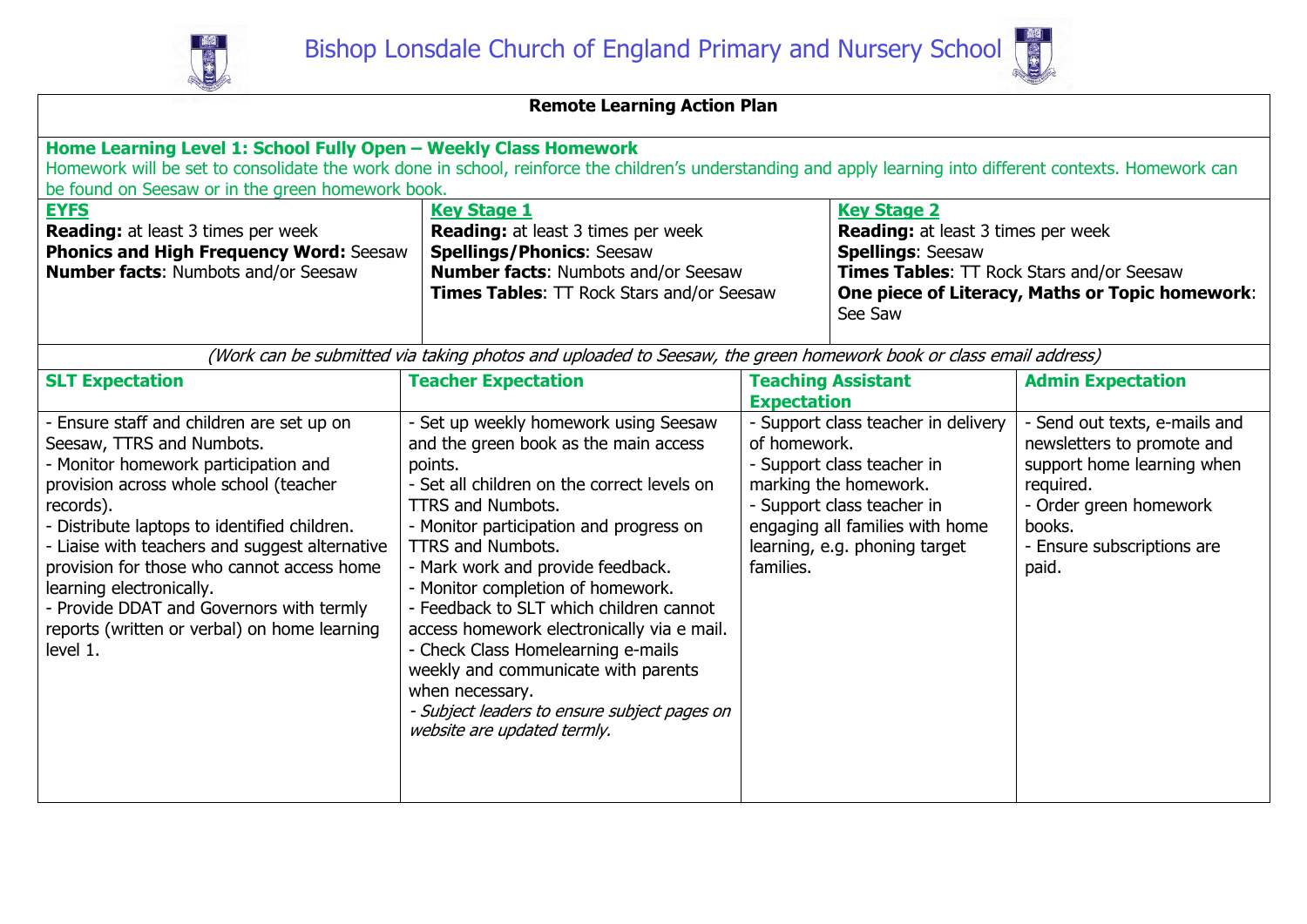# Bishop Lonsdale Church of England Primary and Nursery School

## Remote Learning Action Plan

**Home Learning Level 1: School Fully Open – Weekly Class Homework**

Homework will be set to consolidate the work done in school, reinforce the children's understanding and apply learning into different contexts. Homework can be found on Seesaw or in the green homework book.

| EYFS | Key Stage 1 | Key Stage 2 |
|---|---|---|
| **Reading:** at least 3 times per week<br>**Phonics and High Frequency Word:** Seesaw<br>**Number facts**: Numbots and/or Seesaw | **Reading:** at least 3 times per week<br>**Spellings/Phonics**: Seesaw<br>**Number facts**: Numbots and/or Seesaw<br>**Times Tables**: TT Rock Stars and/or Seesaw | **Reading:** at least 3 times per week<br>**Spellings**: Seesaw<br>**Times Tables**: TT Rock Stars and/or Seesaw<br>**One piece of Literacy, Maths or Topic homework**: See Saw |

*(Work can be submitted via taking photos and uploaded to Seesaw, the green homework book or class email address)*

| SLT Expectation | Teacher Expectation | Teaching Assistant Expectation | Admin Expectation |
|---|---|---|---|
| - Ensure staff and children are set up on Seesaw, TTRS and Numbots.<br>- Monitor homework participation and provision across whole school (teacher records).<br>- Distribute laptops to identified children.<br>- Liaise with teachers and suggest alternative provision for those who cannot access home learning electronically.<br>- Provide DDAT and Governors with termly reports (written or verbal) on home learning level 1. | - Set up weekly homework using Seesaw and the green book as the main access points.<br>- Set all children on the correct levels on TTRS and Numbots.<br>- Monitor participation and progress on TTRS and Numbots.<br>- Mark work and provide feedback.<br>- Monitor completion of homework.<br>- Feedback to SLT which children cannot access homework electronically via e mail.<br>- Check Class Homelearning e-mails weekly and communicate with parents when necessary.<br>*- Subject leaders to ensure subject pages on website are updated termly.* | - Support class teacher in delivery of homework.<br>- Support class teacher in marking the homework.<br>- Support class teacher in engaging all families with home learning, e.g. phoning target families. | - Send out texts, e-mails and newsletters to promote and support home learning when required.<br>- Order green homework books.<br>- Ensure subscriptions are paid. |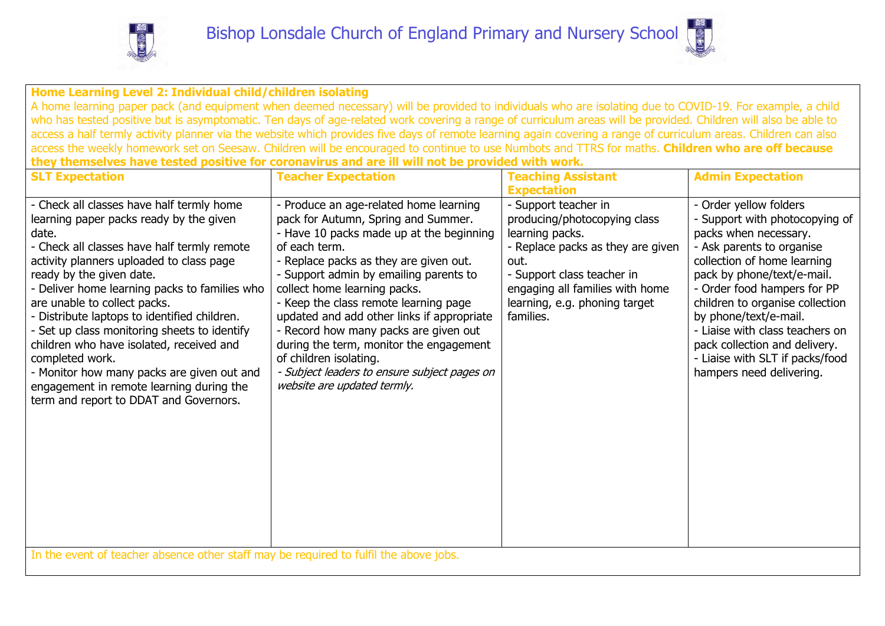# Bishop Lonsdale Church of England Primary and Nursery School

**Home Learning Level 2: Individual child/children isolating**

A home learning paper pack (and equipment when deemed necessary) will be provided to individuals who are isolating due to COVID-19. For example, a child who has tested positive but is asymptomatic. Ten days of age-related work covering a range of curriculum areas will be provided. Children will also be able to access a half termly activity planner via the website which provides five days of remote learning again covering a range of curriculum areas. Children can also access the weekly homework set on Seesaw. Children will be encouraged to continue to use Numbots and TTRS for maths. **Children who are off because they themselves have tested positive for coronavirus and are ill will not be provided with work.**

| SLT Expectation | Teacher Expectation | Teaching Assistant Expectation | Admin Expectation |
|---|---|---|---|
| - Check all classes have half termly home learning paper packs ready by the given date.<br>- Check all classes have half termly remote activity planners uploaded to class page ready by the given date.<br>- Deliver home learning packs to families who are unable to collect packs.<br>- Distribute laptops to identified children.<br>- Set up class monitoring sheets to identify children who have isolated, received and completed work.<br>- Monitor how many packs are given out and engagement in remote learning during the term and report to DDAT and Governors. | - Produce an age-related home learning pack for Autumn, Spring and Summer.<br>- Have 10 packs made up at the beginning of each term.<br>- Replace packs as they are given out.<br>- Support admin by emailing parents to collect home learning packs.<br>- Keep the class remote learning page updated and add other links if appropriate<br>- Record how many packs are given out during the term, monitor the engagement of children isolating.<br>*- Subject leaders to ensure subject pages on website are updated termly.* | - Support teacher in producing/photocopying class learning packs.<br>- Replace packs as they are given out.<br>- Support class teacher in engaging all families with home learning, e.g. phoning target families. | - Order yellow folders<br>- Support with photocopying of packs when necessary.<br>- Ask parents to organise collection of home learning pack by phone/text/e-mail.<br>- Order food hampers for PP children to organise collection by phone/text/e-mail.<br>- Liaise with class teachers on pack collection and delivery.<br>- Liaise with SLT if packs/food hampers need delivering. |

In the event of teacher absence other staff may be required to fulfil the above jobs.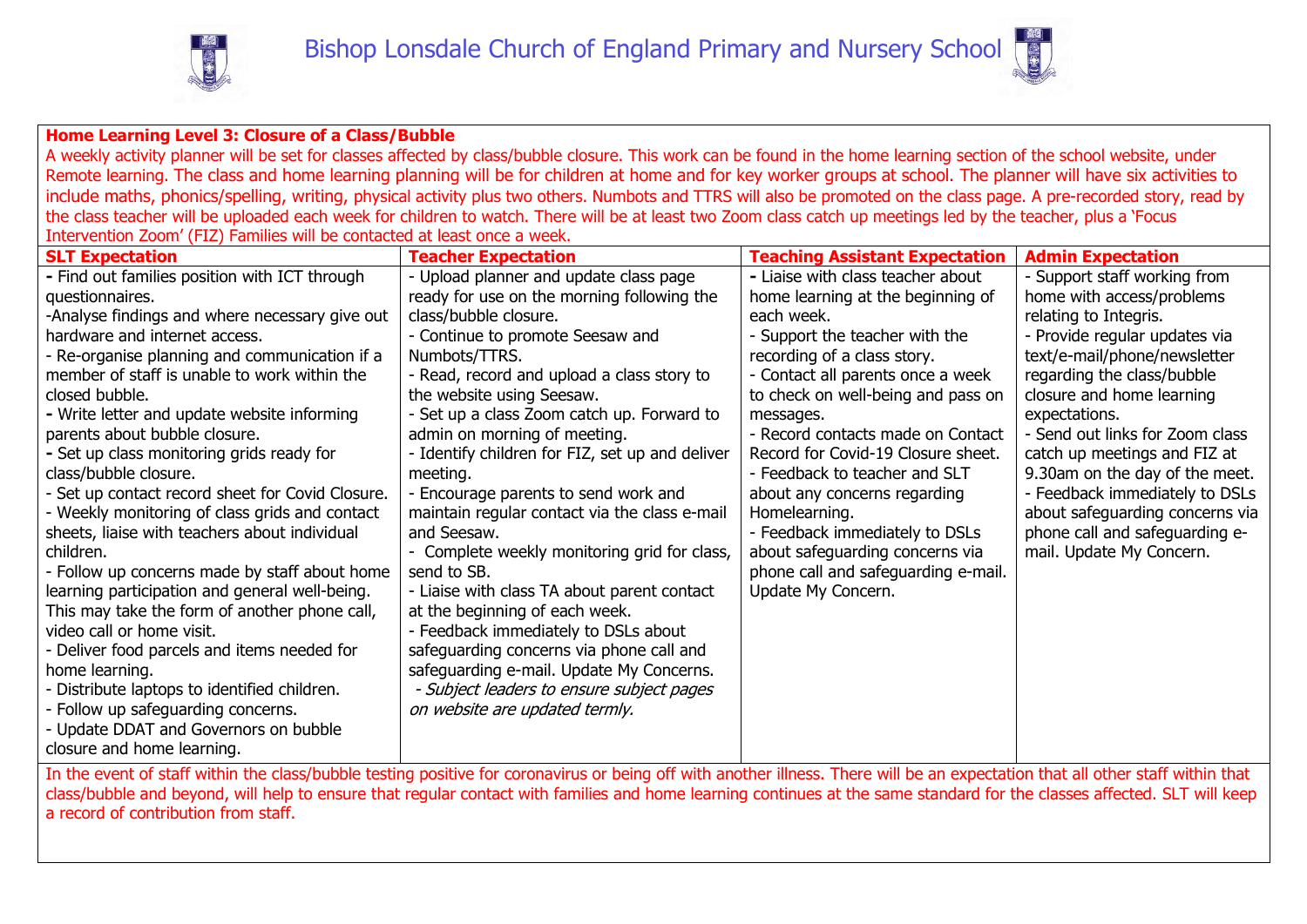# Bishop Lonsdale Church of England Primary and Nursery School

**Home Learning Level 3: Closure of a Class/Bubble**

A weekly activity planner will be set for classes affected by class/bubble closure. This work can be found in the home learning section of the school website, under Remote learning. The class and home learning planning will be for children at home and for key worker groups at school. The planner will have six activities to include maths, phonics/spelling, writing, physical activity plus two others. Numbots and TTRS will also be promoted on the class page. A pre-recorded story, read by the class teacher will be uploaded each week for children to watch. There will be at least two Zoom class catch up meetings led by the teacher, plus a 'Focus Intervention Zoom' (FIZ) Families will be contacted at least once a week.

| SLT Expectation | Teacher Expectation | Teaching Assistant Expectation | Admin Expectation |
|---|---|---|---|
| - Find out families position with ICT through questionnaires.<br>-Analyse findings and where necessary give out hardware and internet access.<br>- Re-organise planning and communication if a member of staff is unable to work within the closed bubble.<br>- Write letter and update website informing parents about bubble closure.<br>- Set up class monitoring grids ready for class/bubble closure.<br>- Set up contact record sheet for Covid Closure.<br>- Weekly monitoring of class grids and contact sheets, liaise with teachers about individual children.<br>- Follow up concerns made by staff about home learning participation and general well-being. This may take the form of another phone call, video call or home visit.<br>- Deliver food parcels and items needed for home learning.<br>- Distribute laptops to identified children.<br>- Follow up safeguarding concerns.<br>- Update DDAT and Governors on bubble closure and home learning. | - Upload planner and update class page ready for use on the morning following the class/bubble closure.<br>- Continue to promote Seesaw and Numbots/TTRS.<br>- Read, record and upload a class story to the website using Seesaw.<br>- Set up a class Zoom catch up. Forward to admin on morning of meeting.<br>- Identify children for FIZ, set up and deliver meeting.<br>- Encourage parents to send work and maintain regular contact via the class e-mail and Seesaw.<br>- Complete weekly monitoring grid for class, send to SB.<br>- Liaise with class TA about parent contact at the beginning of each week.<br>- Feedback immediately to DSLs about safeguarding concerns via phone call and safeguarding e-mail. Update My Concerns.<br>*- Subject leaders to ensure subject pages on website are updated termly.* | - Liaise with class teacher about home learning at the beginning of each week.<br>- Support the teacher with the recording of a class story.<br>- Contact all parents once a week to check on well-being and pass on messages.<br>- Record contacts made on Contact Record for Covid-19 Closure sheet.<br>- Feedback to teacher and SLT about any concerns regarding Homelearning.<br>- Feedback immediately to DSLs about safeguarding concerns via phone call and safeguarding e-mail. Update My Concern. | - Support staff working from home with access/problems relating to Integris.<br>- Provide regular updates via text/e-mail/phone/newsletter regarding the class/bubble closure and home learning expectations.<br>- Send out links for Zoom class catch up meetings and FIZ at 9.30am on the day of the meet.<br>- Feedback immediately to DSLs about safeguarding concerns via phone call and safeguarding e-mail. Update My Concern. |

In the event of staff within the class/bubble testing positive for coronavirus or being off with another illness. There will be an expectation that all other staff within that class/bubble and beyond, will help to ensure that regular contact with families and home learning continues at the same standard for the classes affected. SLT will keep a record of contribution from staff.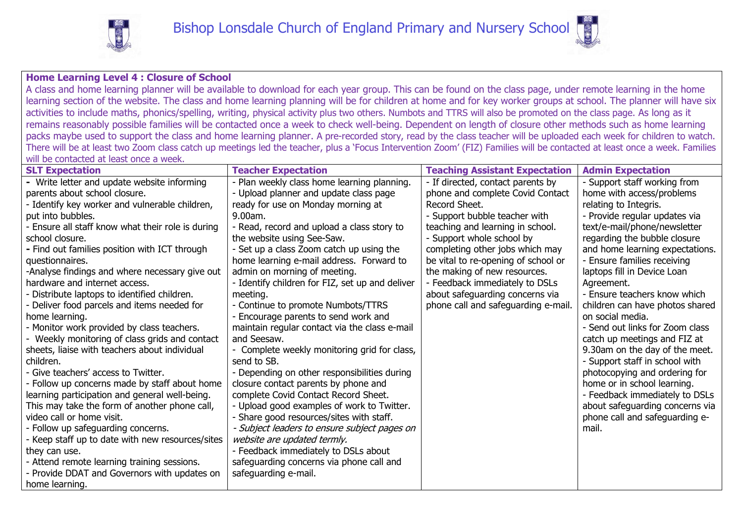# Bishop Lonsdale Church of England Primary and Nursery School

**Home Learning Level 4 : Closure of School**

A class and home learning planner will be available to download for each year group. This can be found on the class page, under remote learning in the home learning section of the website. The class and home learning planning will be for children at home and for key worker groups at school. The planner will have six activities to include maths, phonics/spelling, writing, physical activity plus two others. Numbots and TTRS will also be promoted on the class page. As long as it remains reasonably possible families will be contacted once a week to check well-being. Dependent on length of closure other methods such as home learning packs maybe used to support the class and home learning planner. A pre-recorded story, read by the class teacher will be uploaded each week for children to watch. There will be at least two Zoom class catch up meetings led the teacher, plus a 'Focus Intervention Zoom' (FIZ) Families will be contacted at least once a week. Families will be contacted at least once a week.

| **SLT Expectation** | **Teacher Expectation** | **Teaching Assistant Expectation** | **Admin Expectation** |
|---|---|---|---|
| - Write letter and update website informing parents about school closure.<br>- Identify key worker and vulnerable children, put into bubbles.<br>- Ensure all staff know what their role is during school closure.<br>- Find out families position with ICT through questionnaires.<br>-Analyse findings and where necessary give out hardware and internet access.<br>- Distribute laptops to identified children.<br>- Deliver food parcels and items needed for home learning.<br>- Monitor work provided by class teachers.<br>- Weekly monitoring of class grids and contact sheets, liaise with teachers about individual children.<br>- Give teachers' access to Twitter.<br>- Follow up concerns made by staff about home learning participation and general well-being. This may take the form of another phone call, video call or home visit.<br>- Follow up safeguarding concerns.<br>- Keep staff up to date with new resources/sites they can use.<br>- Attend remote learning training sessions.<br>- Provide DDAT and Governors with updates on home learning. | - Plan weekly class home learning planning.<br>- Upload planner and update class page ready for use on Monday morning at 9.00am.<br>- Read, record and upload a class story to the website using See-Saw.<br>- Set up a class Zoom catch up using the home learning e-mail address. Forward to admin on morning of meeting.<br>- Identify children for FIZ, set up and deliver meeting.<br>- Continue to promote Numbots/TTRS<br>- Encourage parents to send work and maintain regular contact via the class e-mail and Seesaw.<br>- Complete weekly monitoring grid for class, send to SB.<br>- Depending on other responsibilities during closure contact parents by phone and complete Covid Contact Record Sheet.<br>- Upload good examples of work to Twitter.<br>- Share good resources/sites with staff.<br>*- Subject leaders to ensure subject pages on website are updated termly.*<br>- Feedback immediately to DSLs about safeguarding concerns via phone call and safeguarding e-mail. | - If directed, contact parents by phone and complete Covid Contact Record Sheet.<br>- Support bubble teacher with teaching and learning in school.<br>- Support whole school by completing other jobs which may be vital to re-opening of school or the making of new resources.<br>- Feedback immediately to DSLs about safeguarding concerns via phone call and safeguarding e-mail. | - Support staff working from home with access/problems relating to Integris.<br>- Provide regular updates via text/e-mail/phone/newsletter regarding the bubble closure and home learning expectations.<br>- Ensure families receiving laptops fill in Device Loan Agreement.<br>- Ensure teachers know which children can have photos shared on social media.<br>- Send out links for Zoom class catch up meetings and FIZ at 9.30am on the day of the meet.<br>- Support staff in school with photocopying and ordering for home or in school learning.<br>- Feedback immediately to DSLs about safeguarding concerns via phone call and safeguarding e-mail. |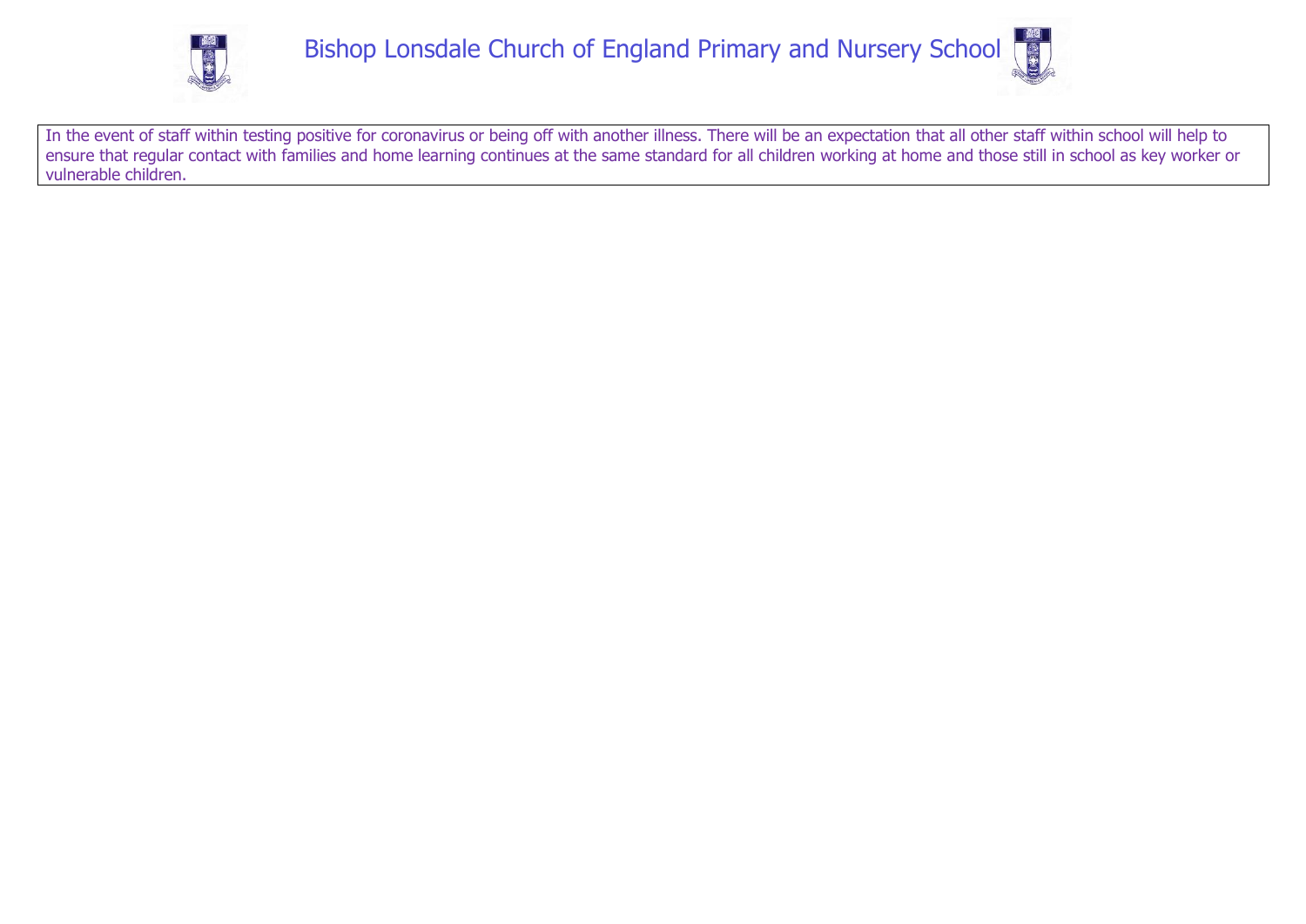In the event of staff within testing positive for coronavirus or being off with another illness. There will be an expectation that all other staff within school will help to ensure that regular contact with families and home learning continues at the same standard for all children working at home and those still in school as key worker or vulnerable children.